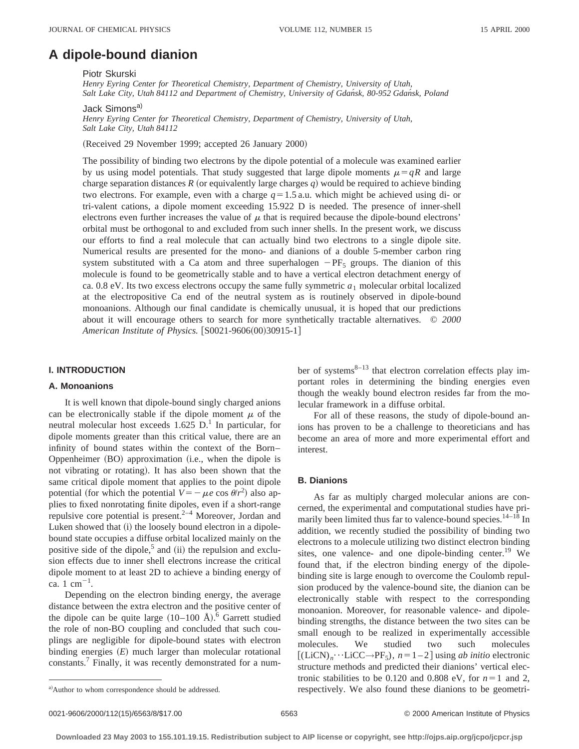# A dipole-bound dianion

Piotr Skurski

*Henry Eyring Center for Theoretical Chemistry, Department of Chemistry, University of Utah, Salt Lake City, Utah 84112 and Department of Chemistry, University of Gdańsk, 80-952 Gdańsk, Poland*

Jack Simons[a]

*Henry Eyring Center for Theoretical Chemistry, Department of Chemistry, University of Utah, Salt Lake City, Utah 84112*

(Received 29 November 1999; accepted 26 January 2000)

The possibility of binding two electrons by the dipole potential of a molecule was examined earlier by us using model potentials. That study suggested that large dipole moments $\mu = qR$ and large charge separation distances $R$ (or equivalently large charges $q$) would be required to achieve binding two electrons. For example, even with a charge $q = 1.5$ a.u. which might be achieved using di- or tri-valent cations, a dipole moment exceeding 15.922 D is needed. The presence of inner-shell electrons even further increases the value of $\mu$ that is required because the dipole-bound electrons' orbital must be orthogonal to and excluded from such inner shells. In the present work, we discuss our efforts to find a real molecule that can actually bind two electrons to a single dipole site. Numerical results are presented for the mono- and dianions of a double 5-member carbon ring system substituted with a Ca atom and three superhalogen $-PF_5$ groups. The dianion of this molecule is found to be geometrically stable and to have a vertical electron detachment energy of ca. 0.8 eV. Its two excess electrons occupy the same fully symmetric $a_1$ molecular orbital localized at the electropositive Ca end of the neutral system as is routinely observed in dipole-bound monoanions. Although our final candidate is chemically unusual, it is hoped that our predictions about it will encourage others to search for more synthetically tractable alternatives. © *2000 American Institute of Physics.* [S0021-9606(00)30915-1]

## I. INTRODUCTION

### A. Monoanions

It is well known that dipole-bound singly charged anions can be electronically stable if the dipole moment $\mu$ of the neutral molecular host exceeds 1.625 D.[1] In particular, for dipole moments greater than this critical value, there are an infinity of bound states within the context of the Born–Oppenheimer (BO) approximation (i.e., when the dipole is not vibrating or rotating). It has also been shown that the same critical dipole moment that applies to the point dipole potential (for which the potential $V = -\mu e \cos\theta / r^2$) also applies to fixed nonrotating finite dipoles, even if a short-range repulsive core potential is present.[2–4] Moreover, Jordan and Luken showed that (i) the loosely bound electron in a dipole-bound state occupies a diffuse orbital localized mainly on the positive side of the dipole,[5] and (ii) the repulsion and exclusion effects due to inner shell electrons increase the critical dipole moment to at least 2D to achieve a binding energy of ca. 1 cm$^{-1}$.

Depending on the electron binding energy, the average distance between the extra electron and the positive center of the dipole can be quite large (10–100 Å).[6] Garrett studied the role of non-BO coupling and concluded that such couplings are negligible for dipole-bound states with electron binding energies ($E$) much larger than molecular rotational constants.[7] Finally, it was recently demonstrated for a number of systems[8–13] that electron correlation effects play important roles in determining the binding energies even though the weakly bound electron resides far from the molecular framework in a diffuse orbital.

For all of these reasons, the study of dipole-bound anions has proven to be a challenge to theoreticians and has become an area of more and more experimental effort and interest.

### B. Dianions

As far as multiply charged molecular anions are concerned, the experimental and computational studies have primarily been limited thus far to valence-bound species.[14–18] In addition, we recently studied the possibility of binding two electrons to a molecule utilizing two distinct electron binding sites, one valence- and one dipole-binding center.[19] We found that, if the electron binding energy of the dipole-binding site is large enough to overcome the Coulomb repulsion produced by the valence-bound site, the dianion can be electronically stable with respect to the corresponding monoanion. Moreover, for reasonable valence- and dipole-binding strengths, the distance between the two sites can be small enough to be realized in experimentally accessible molecules. We studied two such molecules [$(LiCN)_n \cdots LiCC \rightarrow PF_5$), $n = 1-2$] using *ab initio* electronic structure methods and predicted their dianions' vertical electronic stabilities to be 0.120 and 0.808 eV, for $n = 1$ and 2, respectively. We also found these dianions to be geometri-

[a]Author to whom correspondence should be addressed.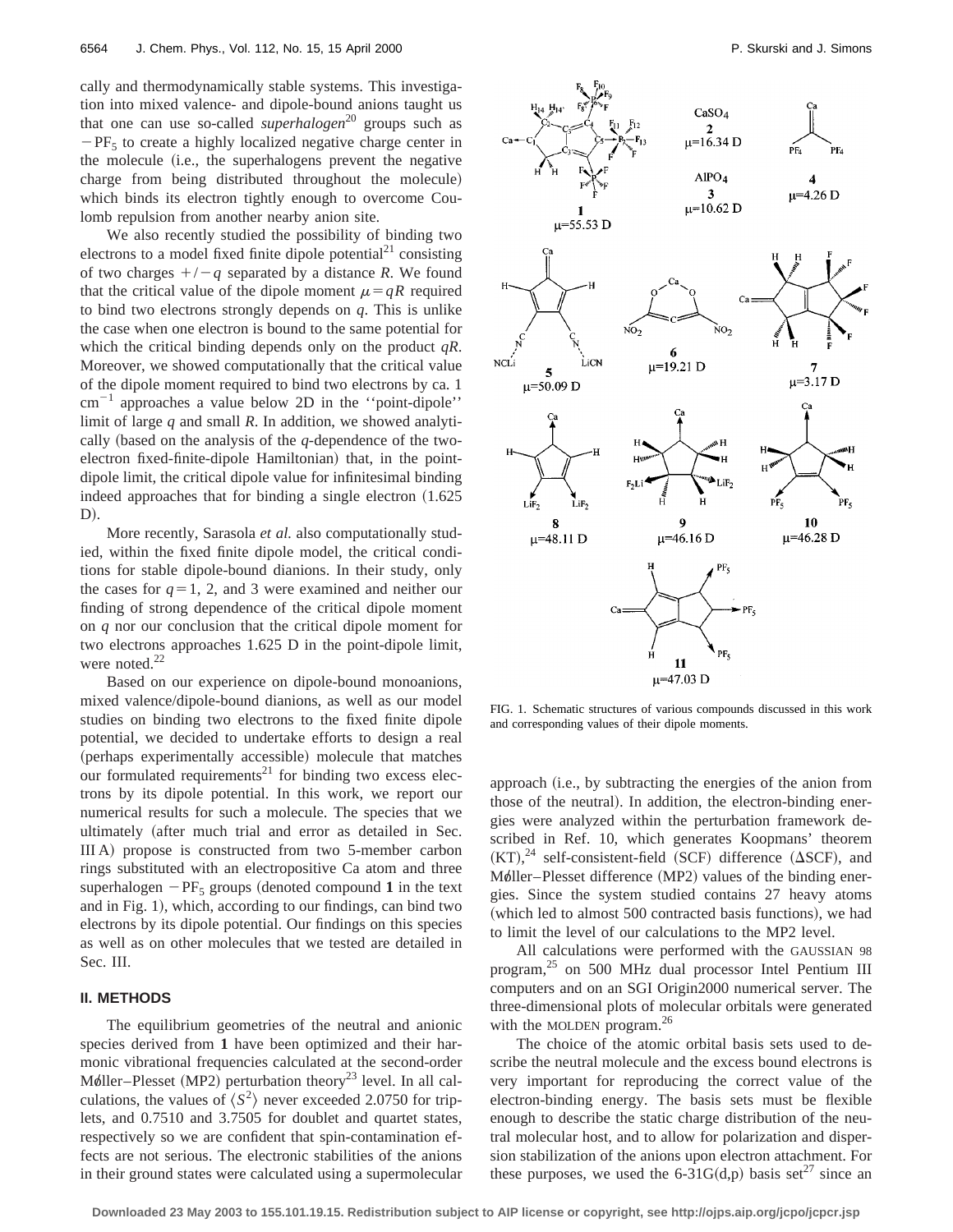cally and thermodynamically stable systems. This investigation into mixed valence- and dipole-bound anions taught us that one can use so-called *superhalogen*[20] groups such as $-PF_5$ to create a highly localized negative charge center in the molecule (i.e., the superhalogens prevent the negative charge from being distributed throughout the molecule) which binds its electron tightly enough to overcome Coulomb repulsion from another nearby anion site.

We also recently studied the possibility of binding two electrons to a model fixed finite dipole potential[21] consisting of two charges $+/-q$ separated by a distance $R$. We found that the critical value of the dipole moment $\mu = qR$ required to bind two electrons strongly depends on $q$. This is unlike the case when one electron is bound to the same potential for which the critical binding depends only on the product $qR$. Moreover, we showed computationally that the critical value of the dipole moment required to bind two electrons by ca. 1 $cm^{-1}$ approaches a value below 2D in the ''point-dipole'' limit of large $q$ and small $R$. In addition, we showed analytically (based on the analysis of the $q$-dependence of the two-electron fixed-finite-dipole Hamiltonian) that, in the point-dipole limit, the critical dipole value for infinitesimal binding indeed approaches that for binding a single electron (1.625 D).

More recently, Sarasola *et al.* also computationally studied, within the fixed finite dipole model, the critical conditions for stable dipole-bound dianions. In their study, only the cases for $q = 1$, 2, and 3 were examined and neither our finding of strong dependence of the critical dipole moment on $q$ nor our conclusion that the critical dipole moment for two electrons approaches 1.625 D in the point-dipole limit, were noted.[22]

Based on our experience on dipole-bound monoanions, mixed valence/dipole-bound dianions, as well as our model studies on binding two electrons to the fixed finite dipole potential, we decided to undertake efforts to design a real (perhaps experimentally accessible) molecule that matches our formulated requirements[21] for binding two excess electrons by its dipole potential. In this work, we report our numerical results for such a molecule. The species that we ultimately (after much trial and error as detailed in Sec. III A) propose is constructed from two 5-member carbon rings substituted with an electropositive Ca atom and three superhalogen $-PF_5$ groups (denoted compound **1** in the text and in Fig. 1), which, according to our findings, can bind two electrons by its dipole potential. Our findings on this species as well as on other molecules that we tested are detailed in Sec. III.

## II. METHODS

The equilibrium geometries of the neutral and anionic species derived from **1** have been optimized and their harmonic vibrational frequencies calculated at the second-order Møller–Plesset (MP2) perturbation theory[23] level. In all calculations, the values of $\langle S^2 \rangle$ never exceeded 2.0750 for triplets, and 0.7510 and 3.7505 for doublet and quartet states, respectively so we are confident that spin-contamination effects are not serious. The electronic stabilities of the anions in their ground states were calculated using a supermolecular approach (i.e., by subtracting the energies of the anion from those of the neutral). In addition, the electron-binding energies were analyzed within the perturbation framework described in Ref. 10, which generates Koopmans' theorem (KT),[24] self-consistent-field (SCF) difference ($\Delta$SCF), and Møller–Plesset difference (MP2) values of the binding energies. Since the system studied contains 27 heavy atoms (which led to almost 500 contracted basis functions), we had to limit the level of our calculations to the MP2 level.

All calculations were performed with the GAUSSIAN 98 program,[25] on 500 MHz dual processor Intel Pentium III computers and on an SGI Origin2000 numerical server. The three-dimensional plots of molecular orbitals were generated with the MOLDEN program.[26]

The choice of the atomic orbital basis sets used to describe the neutral molecule and the excess bound electrons is very important for reproducing the correct value of the electron-binding energy. The basis sets must be flexible enough to describe the static charge distribution of the neutral molecular host, and to allow for polarization and dispersion stabilization of the anions upon electron attachment. For these purposes, we used the 6-31G(d,p) basis set[27] since an

FIG. 1. Schematic structures of various compounds discussed in this work and corresponding values of their dipole moments.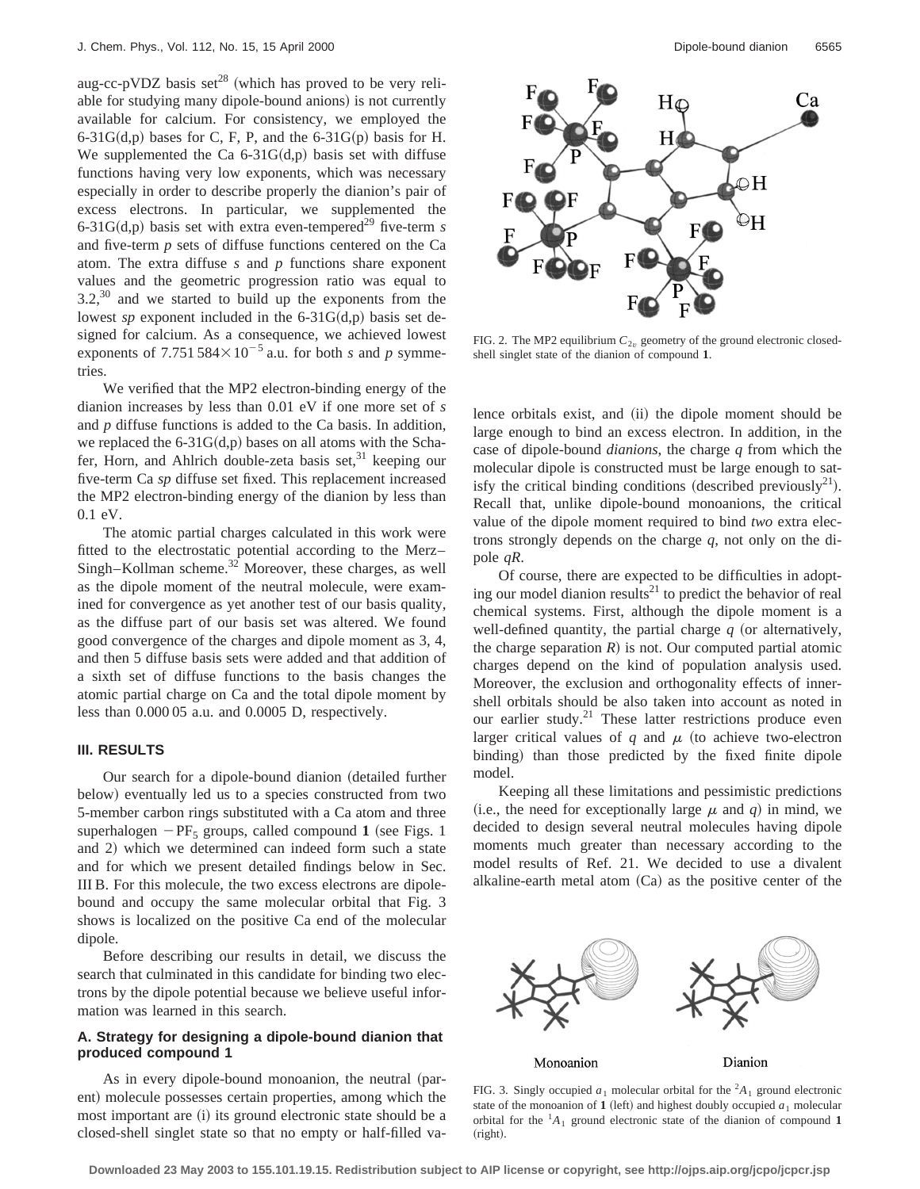aug-cc-pVDZ basis set[28] (which has proved to be very reliable for studying many dipole-bound anions) is not currently available for calcium. For consistency, we employed the 6-31G(d,p) bases for C, F, P, and the 6-31G(p) basis for H. We supplemented the Ca 6-31G(d,p) basis set with diffuse functions having very low exponents, which was necessary especially in order to describe properly the dianion's pair of excess electrons. In particular, we supplemented the 6-31G(d,p) basis set with extra even-tempered[29] five-term *s* and five-term *p* sets of diffuse functions centered on the Ca atom. The extra diffuse *s* and *p* functions share exponent values and the geometric progression ratio was equal to 3.2,[30] and we started to build up the exponents from the lowest *sp* exponent included in the 6-31G(d,p) basis set designed for calcium. As a consequence, we achieved lowest exponents of $7.751584 \times 10^{-5}$ a.u. for both *s* and *p* symmetries.

We verified that the MP2 electron-binding energy of the dianion increases by less than 0.01 eV if one more set of *s* and *p* diffuse functions is added to the Ca basis. In addition, we replaced the 6-31G(d,p) bases on all atoms with the Schafer, Horn, and Ahlrich double-zeta basis set,[31] keeping our five-term Ca *sp* diffuse set fixed. This replacement increased the MP2 electron-binding energy of the dianion by less than 0.1 eV.

The atomic partial charges calculated in this work were fitted to the electrostatic potential according to the Merz–Singh–Kollman scheme.[32] Moreover, these charges, as well as the dipole moment of the neutral molecule, were examined for convergence as yet another test of our basis quality, as the diffuse part of our basis set was altered. We found good convergence of the charges and dipole moment as 3, 4, and then 5 diffuse basis sets were added and that addition of a sixth set of diffuse functions to the basis changes the atomic partial charge on Ca and the total dipole moment by less than 0.000 05 a.u. and 0.0005 D, respectively.

## III. RESULTS

Our search for a dipole-bound dianion (detailed further below) eventually led us to a species constructed from two 5-member carbon rings substituted with a Ca atom and three superhalogen $-PF_5$ groups, called compound **1** (see Figs. 1 and 2) which we determined can indeed form such a state and for which we present detailed findings below in Sec. III B. For this molecule, the two excess electrons are dipole-bound and occupy the same molecular orbital that Fig. 3 shows is localized on the positive Ca end of the molecular dipole.

Before describing our results in detail, we discuss the search that culminated in this candidate for binding two electrons by the dipole potential because we believe useful information was learned in this search.

### A. Strategy for designing a dipole-bound dianion that produced compound 1

As in every dipole-bound monoanion, the neutral (parent) molecule possesses certain properties, among which the most important are (i) its ground electronic state should be a closed-shell singlet state so that no empty or half-filled valence orbitals exist, and (ii) the dipole moment should be large enough to bind an excess electron. In addition, in the case of dipole-bound *dianions*, the charge *q* from which the molecular dipole is constructed must be large enough to satisfy the critical binding conditions (described previously[21]). Recall that, unlike dipole-bound monoanions, the critical value of the dipole moment required to bind *two* extra electrons strongly depends on the charge *q*, not only on the dipole *qR*.

Of course, there are expected to be difficulties in adopting our model dianion results[21] to predict the behavior of real chemical systems. First, although the dipole moment is a well-defined quantity, the partial charge *q* (or alternatively, the charge separation *R*) is not. Our computed partial atomic charges depend on the kind of population analysis used. Moreover, the exclusion and orthogonality effects of inner-shell orbitals should be also taken into account as noted in our earlier study.[21] These latter restrictions produce even larger critical values of *q* and $\mu$ (to achieve two-electron binding) than those predicted by the fixed finite dipole model.

Keeping all these limitations and pessimistic predictions (i.e., the need for exceptionally large $\mu$ and *q*) in mind, we decided to design several neutral molecules having dipole moments much greater than necessary according to the model results of Ref. 21. We decided to use a divalent alkaline-earth metal atom (Ca) as the positive center of the

FIG. 2. The MP2 equilibrium $C_{2v}$ geometry of the ground electronic closed-shell singlet state of the dianion of compound **1**.

FIG. 3. Singly occupied $a_1$ molecular orbital for the $^2A_1$ ground electronic state of the monoanion of **1** (left) and highest doubly occupied $a_1$ molecular orbital for the $^1A_1$ ground electronic state of the dianion of compound **1** (right).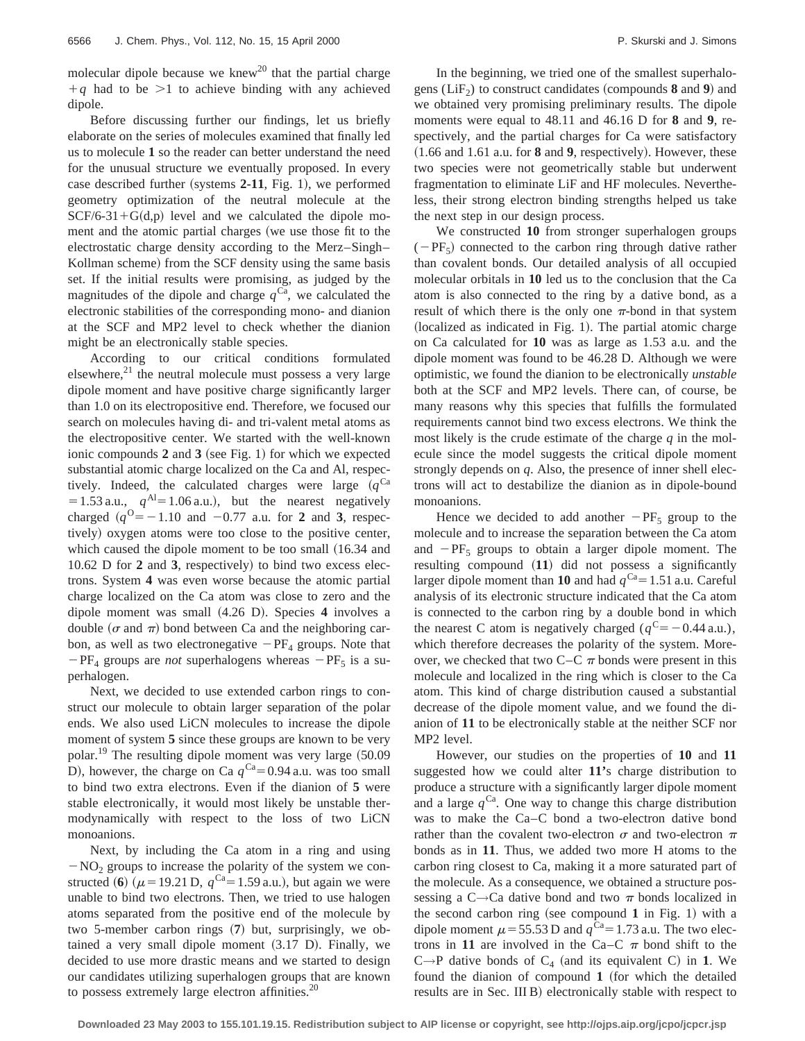molecular dipole because we knew[20] that the partial charge $+q$ had to be $>1$ to achieve binding with any achieved dipole.

Before discussing further our findings, let us briefly elaborate on the series of molecules examined that finally led us to molecule **1** so the reader can better understand the need for the unusual structure we eventually proposed. In every case described further (systems **2-11**, Fig. 1), we performed geometry optimization of the neutral molecule at the SCF/6-31+G(d,p) level and we calculated the dipole moment and the atomic partial charges (we use those fit to the electrostatic charge density according to the Merz–Singh–Kollman scheme) from the SCF density using the same basis set. If the initial results were promising, as judged by the magnitudes of the dipole and charge $q^{\mathrm{Ca}}$, we calculated the electronic stabilities of the corresponding mono- and dianion at the SCF and MP2 level to check whether the dianion might be an electronically stable species.

According to our critical conditions formulated elsewhere,[21] the neutral molecule must possess a very large dipole moment and have positive charge significantly larger than 1.0 on its electropositive end. Therefore, we focused our search on molecules having di- and tri-valent metal atoms as the electropositive center. We started with the well-known ionic compounds **2** and **3** (see Fig. 1) for which we expected substantial atomic charge localized on the Ca and Al, respectively. Indeed, the calculated charges were large ($q^{\mathrm{Ca}}=1.53$ a.u., $q^{\mathrm{Al}}=1.06$ a.u.), but the nearest negatively charged ($q^{\mathrm{O}}=-1.10$ and $-0.77$ a.u. for **2** and **3**, respectively) oxygen atoms were too close to the positive center, which caused the dipole moment to be too small (16.34 and 10.62 D for **2** and **3**, respectively) to bind two excess electrons. System **4** was even worse because the atomic partial charge localized on the Ca atom was close to zero and the dipole moment was small (4.26 D). Species **4** involves a double ($\sigma$ and $\pi$) bond between Ca and the neighboring carbon, as well as two electronegative $-PF_4$ groups. Note that $-PF_4$ groups are *not* superhalogens whereas $-PF_5$ is a superhalogen.

Next, we decided to use extended carbon rings to construct our molecule to obtain larger separation of the polar ends. We also used LiCN molecules to increase the dipole moment of system **5** since these groups are known to be very polar.[19] The resulting dipole moment was very large (50.09 D), however, the charge on Ca $q^{\mathrm{Ca}}=0.94$ a.u. was too small to bind two extra electrons. Even if the dianion of **5** were stable electronically, it would most likely be unstable thermodynamically with respect to the loss of two LiCN monoanions.

Next, by including the Ca atom in a ring and using $-NO_2$ groups to increase the polarity of the system we constructed (**6**) ($\mu=19.21$ D, $q^{\mathrm{Ca}}=1.59$ a.u.), but again we were unable to bind two electrons. Then, we tried to use halogen atoms separated from the positive end of the molecule by two 5-member carbon rings (**7**) but, surprisingly, we obtained a very small dipole moment (3.17 D). Finally, we decided to use more drastic means and we started to design our candidates utilizing superhalogen groups that are known to possess extremely large electron affinities.[20]

In the beginning, we tried one of the smallest superhalogens ($LiF_2$) to construct candidates (compounds **8** and **9**) and we obtained very promising preliminary results. The dipole moments were equal to 48.11 and 46.16 D for **8** and **9**, respectively, and the partial charges for Ca were satisfactory (1.66 and 1.61 a.u. for **8** and **9**, respectively). However, these two species were not geometrically stable but underwent fragmentation to eliminate LiF and HF molecules. Nevertheless, their strong electron binding strengths helped us take the next step in our design process.

We constructed **10** from stronger superhalogen groups ($-PF_5$) connected to the carbon ring through dative rather than covalent bonds. Our detailed analysis of all occupied molecular orbitals in **10** led us to the conclusion that the Ca atom is also connected to the ring by a dative bond, as a result of which there is the only one $\pi$-bond in that system (localized as indicated in Fig. 1). The partial atomic charge on Ca calculated for **10** was as large as 1.53 a.u. and the dipole moment was found to be 46.28 D. Although we were optimistic, we found the dianion to be electronically *unstable* both at the SCF and MP2 levels. There can, of course, be many reasons why this species that fulfills the formulated requirements cannot bind two excess electrons. We think the most likely is the crude estimate of the charge $q$ in the molecule since the model suggests the critical dipole moment strongly depends on $q$. Also, the presence of inner shell electrons will act to destabilize the dianion as in dipole-bound monoanions.

Hence we decided to add another $-PF_5$ group to the molecule and to increase the separation between the Ca atom and $-PF_5$ groups to obtain a larger dipole moment. The resulting compound (**11**) did not possess a significantly larger dipole moment than **10** and had $q^{\mathrm{Ca}}=1.51$ a.u. Careful analysis of its electronic structure indicated that the Ca atom is connected to the carbon ring by a double bond in which the nearest C atom is negatively charged ($q^{\mathrm{C}}=-0.44$ a.u.), which therefore decreases the polarity of the system. Moreover, we checked that two C–C $\pi$ bonds were present in this molecule and localized in the ring which is closer to the Ca atom. This kind of charge distribution caused a substantial decrease of the dipole moment value, and we found the dianion of **11** to be electronically stable at the neither SCF nor MP2 level.

However, our studies on the properties of **10** and **11** suggested how we could alter **11's** charge distribution to produce a structure with a significantly larger dipole moment and a large $q^{\mathrm{Ca}}$. One way to change this charge distribution was to make the Ca–C bond a two-electron dative bond rather than the covalent two-electron $\sigma$ and two-electron $\pi$ bonds as in **11**. Thus, we added two more H atoms to the carbon ring closest to Ca, making it a more saturated part of the molecule. As a consequence, we obtained a structure possessing a C$\rightarrow$Ca dative bond and two $\pi$ bonds localized in the second carbon ring (see compound **1** in Fig. 1) with a dipole moment $\mu=55.53$ D and $q^{\mathrm{Ca}}=1.73$ a.u. The two electrons in **11** are involved in the Ca–C $\pi$ bond shift to the C$\rightarrow$P dative bonds of $C_4$ (and its equivalent C) in **1**. We found the dianion of compound **1** (for which the detailed results are in Sec. III B) electronically stable with respect to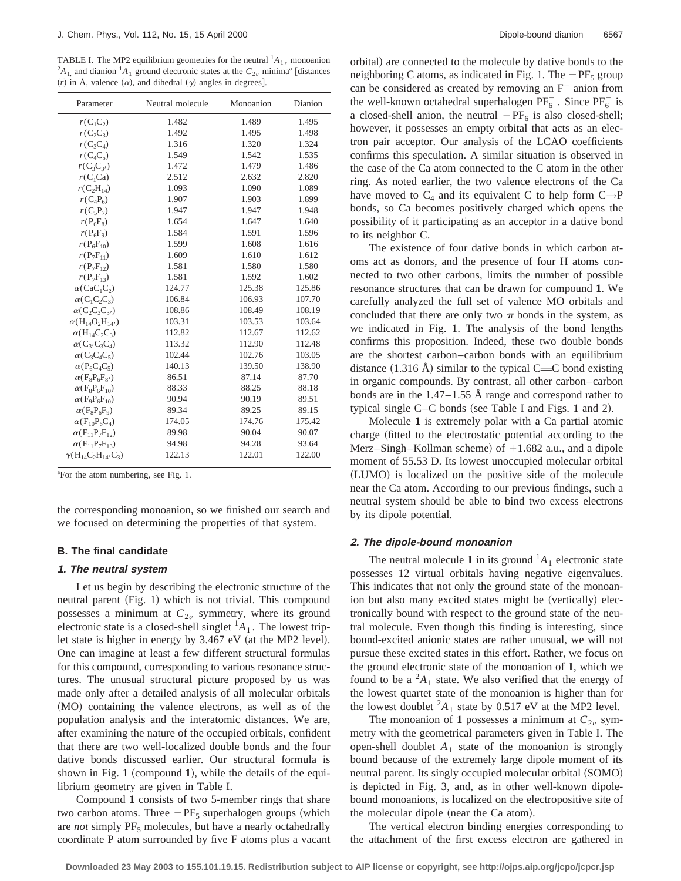TABLE I. The MP2 equilibrium geometries for the neutral $^1A_1$, monoanion $^2A_1$ and dianion $^1A_1$ ground electronic states at the $C_{2v}$ minima[a] [distances ($r$) in Å, valence ($\alpha$), and dihedral ($\gamma$) angles in degrees].

| Parameter | Neutral molecule | Monoanion | Dianion |
|---|---|---|---|
| $r(C_1C_2)$ | 1.482 | 1.489 | 1.495 |
| $r(C_2C_3)$ | 1.492 | 1.495 | 1.498 |
| $r(C_3C_4)$ | 1.316 | 1.320 | 1.324 |
| $r(C_4C_5)$ | 1.549 | 1.542 | 1.535 |
| $r(C_3C_{3'})$ | 1.472 | 1.479 | 1.486 |
| $r(C_1Ca)$ | 2.512 | 2.632 | 2.820 |
| $r(C_2H_{14})$ | 1.093 | 1.090 | 1.089 |
| $r(C_4P_6)$ | 1.907 | 1.903 | 1.899 |
| $r(C_5P_7)$ | 1.947 | 1.947 | 1.948 |
| $r(P_6F_8)$ | 1.654 | 1.647 | 1.640 |
| $r(P_6F_9)$ | 1.584 | 1.591 | 1.596 |
| $r(P_6F_{10})$ | 1.599 | 1.608 | 1.616 |
| $r(P_7F_{11})$ | 1.609 | 1.610 | 1.612 |
| $r(P_7F_{12})$ | 1.581 | 1.580 | 1.580 |
| $r(P_7F_{13})$ | 1.581 | 1.592 | 1.602 |
| $\alpha(CaC_1C_2)$ | 124.77 | 125.38 | 125.86 |
| $\alpha(C_1C_2C_3)$ | 106.84 | 106.93 | 107.70 |
| $\alpha(C_2C_3C_{3'})$ | 108.86 | 108.49 | 108.19 |
| $\alpha(H_{14}O_2H_{14'})$ | 103.31 | 103.53 | 103.64 |
| $\alpha(H_{14}C_2C_3)$ | 112.82 | 112.67 | 112.62 |
| $\alpha(C_{3'}C_3C_4)$ | 113.32 | 112.90 | 112.48 |
| $\alpha(C_3C_4C_5)$ | 102.44 | 102.76 | 103.05 |
| $\alpha(P_6C_4C_5)$ | 140.13 | 139.50 | 138.90 |
| $\alpha(F_8P_6F_{8'})$ | 86.51 | 87.14 | 87.70 |
| $\alpha(F_8P_6F_{10})$ | 88.33 | 88.25 | 88.18 |
| $\alpha(F_9P_6F_{10})$ | 90.94 | 90.19 | 89.51 |
| $\alpha(F_8P_6F_9)$ | 89.34 | 89.25 | 89.15 |
| $\alpha(F_{10}P_6C_4)$ | 174.05 | 174.76 | 175.42 |
| $\alpha(F_{11}P_7F_{12})$ | 89.98 | 90.04 | 90.07 |
| $\alpha(F_{11}P_7F_{13})$ | 94.98 | 94.28 | 93.64 |
| $\gamma(H_{14}C_2H_{14'}C_3)$ | 122.13 | 122.01 | 122.00 |

[a]For the atom numbering, see Fig. 1.

the corresponding monoanion, so we finished our search and we focused on determining the properties of that system.

### B. The final candidate

#### 1. The neutral system

Let us begin by describing the electronic structure of the neutral parent (Fig. 1) which is not trivial. This compound possesses a minimum at $C_{2v}$ symmetry, where its ground electronic state is a closed-shell singlet $^1A_1$. The lowest triplet state is higher in energy by 3.467 eV (at the MP2 level). One can imagine at least a few different structural formulas for this compound, corresponding to various resonance structures. The unusual structural picture proposed by us was made only after a detailed analysis of all molecular orbitals (MO) containing the valence electrons, as well as of the population analysis and the interatomic distances. We are, after examining the nature of the occupied orbitals, confident that there are two well-localized double bonds and the four dative bonds discussed earlier. Our structural formula is shown in Fig. 1 (compound **1**), while the details of the equilibrium geometry are given in Table I.

Compound **1** consists of two 5-member rings that share two carbon atoms. Three $-PF_5$ superhalogen groups (which are *not* simply $PF_5$ molecules, but have a nearly octahedrally coordinate P atom surrounded by five F atoms plus a vacant orbital) are connected to the molecule by dative bonds to the neighboring C atoms, as indicated in Fig. 1. The $-PF_5$ group can be considered as created by removing an $F^-$ anion from the well-known octahedral superhalogen $PF_6^-$. Since $PF_6^-$ is a closed-shell anion, the neutral $-PF_6$ is also closed-shell; however, it possesses an empty orbital that acts as an electron pair acceptor. Our analysis of the LCAO coefficients confirms this speculation. A similar situation is observed in the case of the Ca atom connected to the C atom in the other ring. As noted earlier, the two valence electrons of the Ca have moved to $C_4$ and its equivalent C to help form C→P bonds, so Ca becomes positively charged which opens the possibility of it participating as an acceptor in a dative bond to its neighbor C.

The existence of four dative bonds in which carbon atoms act as donors, and the presence of four H atoms connected to two other carbons, limits the number of possible resonance structures that can be drawn for compound **1**. We carefully analyzed the full set of valence MO orbitals and concluded that there are only two $\pi$ bonds in the system, as we indicated in Fig. 1. The analysis of the bond lengths confirms this proposition. Indeed, these two double bonds are the shortest carbon–carbon bonds with an equilibrium distance (1.316 Å) similar to the typical C═C bond existing in organic compounds. By contrast, all other carbon–carbon bonds are in the 1.47–1.55 Å range and correspond rather to typical single C–C bonds (see Table I and Figs. 1 and 2).

Molecule **1** is extremely polar with a Ca partial atomic charge (fitted to the electrostatic potential according to the Merz–Singh–Kollman scheme) of +1.682 a.u., and a dipole moment of 55.53 D. Its lowest unoccupied molecular orbital (LUMO) is localized on the positive side of the molecule near the Ca atom. According to our previous findings, such a neutral system should be able to bind two excess electrons by its dipole potential.

#### 2. The dipole-bound monoanion

The neutral molecule **1** in its ground $^1A_1$ electronic state possesses 12 virtual orbitals having negative eigenvalues. This indicates that not only the ground state of the monoanion but also many excited states might be (vertically) electronically bound with respect to the ground state of the neutral molecule. Even though this finding is interesting, since bound-excited anionic states are rather unusual, we will not pursue these excited states in this effort. Rather, we focus on the ground electronic state of the monoanion of **1**, which we found to be a $^2A_1$ state. We also verified that the energy of the lowest quartet state of the monoanion is higher than for the lowest doublet $^2A_1$ state by 0.517 eV at the MP2 level.

The monoanion of **1** possesses a minimum at $C_{2v}$ symmetry with the geometrical parameters given in Table I. The open-shell doublet $A_1$ state of the monoanion is strongly bound because of the extremely large dipole moment of its neutral parent. Its singly occupied molecular orbital (SOMO) is depicted in Fig. 3, and, as in other well-known dipole-bound monoanions, is localized on the electropositive site of the molecular dipole (near the Ca atom).

The vertical electron binding energies corresponding to the attachment of the first excess electron are gathered in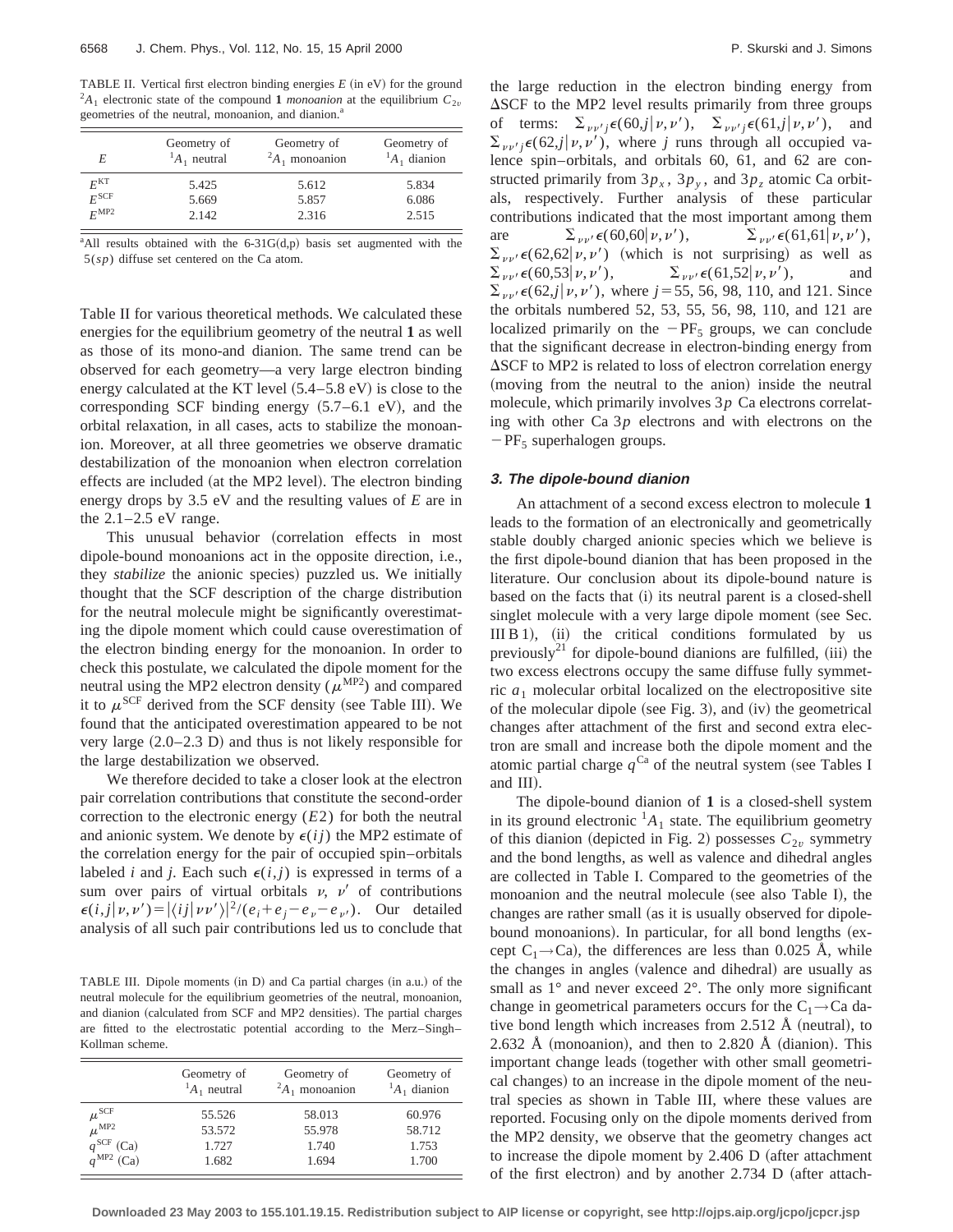TABLE II. Vertical first electron binding energies $E$ (in eV) for the ground $^2A_1$ electronic state of the compound **1** *monoanion* at the equilibrium $C_{2v}$ geometries of the neutral, monoanion, and dianion.[a]

| $E$ | Geometry of $^1A_1$ neutral | Geometry of $^2A_1$ monoanion | Geometry of $^1A_1$ dianion |
|---|---|---|---|
| $E^{\mathrm{KT}}$ | 5.425 | 5.612 | 5.834 |
| $E^{\mathrm{SCF}}$ | 5.669 | 5.857 | 6.086 |
| $E^{\mathrm{MP2}}$ | 2.142 | 2.316 | 2.515 |

[a]All results obtained with the 6-31G(d,p) basis set augmented with the 5(sp) diffuse set centered on the Ca atom.

Table II for various theoretical methods. We calculated these energies for the equilibrium geometry of the neutral **1** as well as those of its mono-and dianion. The same trend can be observed for each geometry—a very large electron binding energy calculated at the KT level (5.4–5.8 eV) is close to the corresponding SCF binding energy (5.7–6.1 eV), and the orbital relaxation, in all cases, acts to stabilize the monoanion. Moreover, at all three geometries we observe dramatic destabilization of the monoanion when electron correlation effects are included (at the MP2 level). The electron binding energy drops by 3.5 eV and the resulting values of $E$ are in the 2.1–2.5 eV range.

This unusual behavior (correlation effects in most dipole-bound monoanions act in the opposite direction, i.e., they *stabilize* the anionic species) puzzled us. We initially thought that the SCF description of the charge distribution for the neutral molecule might be significantly overestimating the dipole moment which could cause overestimation of the electron binding energy for the monoanion. In order to check this postulate, we calculated the dipole moment for the neutral using the MP2 electron density ($\mu^{\mathrm{MP2}}$) and compared it to $\mu^{\mathrm{SCF}}$ derived from the SCF density (see Table III). We found that the anticipated overestimation appeared to be not very large (2.0–2.3 D) and thus is not likely responsible for the large destabilization we observed.

We therefore decided to take a closer look at the electron pair correlation contributions that constitute the second-order correction to the electronic energy ($E2$) for both the neutral and anionic system. We denote by $\epsilon(ij)$ the MP2 estimate of the correlation energy for the pair of occupied spin–orbitals labeled $i$ and $j$. Each such $\epsilon(i,j)$ is expressed in terms of a sum over pairs of virtual orbitals $\nu$, $\nu'$ of contributions $\epsilon(i,j|\nu,\nu') = |\langle ij|\nu\nu'\rangle|^2/(e_i+e_j-e_\nu-e_{\nu'})$. Our detailed analysis of all such pair contributions led us to conclude that the large reduction in the electron binding energy from ΔSCF to the MP2 level results primarily from three groups of terms: $\Sigma_{\nu\nu' j}\epsilon(60,j|\nu,\nu')$, $\Sigma_{\nu\nu' j}\epsilon(61,j|\nu,\nu')$, and $\Sigma_{\nu\nu' j}\epsilon(62,j|\nu,\nu')$, where $j$ runs through all occupied valence spin–orbitals, and orbitals 60, 61, and 62 are constructed primarily from $3p_x$, $3p_y$, and $3p_z$ atomic Ca orbitals, respectively. Further analysis of these particular contributions indicated that the most important among them are $\Sigma_{\nu\nu'}\epsilon(60,60|\nu,\nu')$, $\Sigma_{\nu\nu'}\epsilon(61,61|\nu,\nu')$, $\Sigma_{\nu\nu'}\epsilon(62,62|\nu,\nu')$ (which is not surprising) as well as $\Sigma_{\nu\nu'}\epsilon(60,53|\nu,\nu')$, $\Sigma_{\nu\nu'}\epsilon(61,52|\nu,\nu')$, and $\Sigma_{\nu\nu'}\epsilon(62,j|\nu,\nu')$, where $j$ = 55, 56, 98, 110, and 121. Since the orbitals numbered 52, 53, 55, 56, 98, 110, and 121 are localized primarily on the $-PF_5$ groups, we can conclude that the significant decrease in electron-binding energy from ΔSCF to MP2 is related to loss of electron correlation energy (moving from the neutral to the anion) inside the neutral molecule, which primarily involves $3p$ Ca electrons correlating with other Ca $3p$ electrons and with electrons on the $-PF_5$ superhalogen groups.

TABLE III. Dipole moments (in D) and Ca partial charges (in a.u.) of the neutral molecule for the equilibrium geometries of the neutral, monoanion, and dianion (calculated from SCF and MP2 densities). The partial charges are fitted to the electrostatic potential according to the Merz–Singh–Kollman scheme.

| | Geometry of $^1A_1$ neutral | Geometry of $^2A_1$ monoanion | Geometry of $^1A_1$ dianion |
|---|---|---|---|
| $\mu^{\mathrm{SCF}}$ | 55.526 | 58.013 | 60.976 |
| $\mu^{\mathrm{MP2}}$ | 53.572 | 55.978 | 58.712 |
| $q^{\mathrm{SCF}}$ (Ca) | 1.727 | 1.740 | 1.753 |
| $q^{\mathrm{MP2}}$ (Ca) | 1.682 | 1.694 | 1.700 |

### 3. The dipole-bound dianion

An attachment of a second excess electron to molecule **1** leads to the formation of an electronically and geometrically stable doubly charged anionic species which we believe is the first dipole-bound dianion that has been proposed in the literature. Our conclusion about its dipole-bound nature is based on the facts that (i) its neutral parent is a closed-shell singlet molecule with a very large dipole moment (see Sec. III B 1), (ii) the critical conditions formulated by us previously[21] for dipole-bound dianions are fulfilled, (iii) the two excess electrons occupy the same diffuse fully symmetric $a_1$ molecular orbital localized on the electropositive site of the molecular dipole (see Fig. 3), and (iv) the geometrical changes after attachment of the first and second extra electron are small and increase both the dipole moment and the atomic partial charge $q^{\mathrm{Ca}}$ of the neutral system (see Tables I and III).

The dipole-bound dianion of **1** is a closed-shell system in its ground electronic $^1A_1$ state. The equilibrium geometry of this dianion (depicted in Fig. 2) possesses $C_{2v}$ symmetry and the bond lengths, as well as valence and dihedral angles are collected in Table I. Compared to the geometries of the monoanion and the neutral molecule (see also Table I), the changes are rather small (as it is usually observed for dipole-bound monoanions). In particular, for all bond lengths (except $C_1 \rightarrow Ca$), the differences are less than 0.025 Å, while the changes in angles (valence and dihedral) are usually as small as 1° and never exceed 2°. The only more significant change in geometrical parameters occurs for the $C_1 \rightarrow Ca$ dative bond length which increases from 2.512 Å (neutral), to 2.632 Å (monoanion), and then to 2.820 Å (dianion). This important change leads (together with other small geometrical changes) to an increase in the dipole moment of the neutral species as shown in Table III, where these values are reported. Focusing only on the dipole moments derived from the MP2 density, we observe that the geometry changes act to increase the dipole moment by 2.406 D (after attachment of the first electron) and by another 2.734 D (after attach-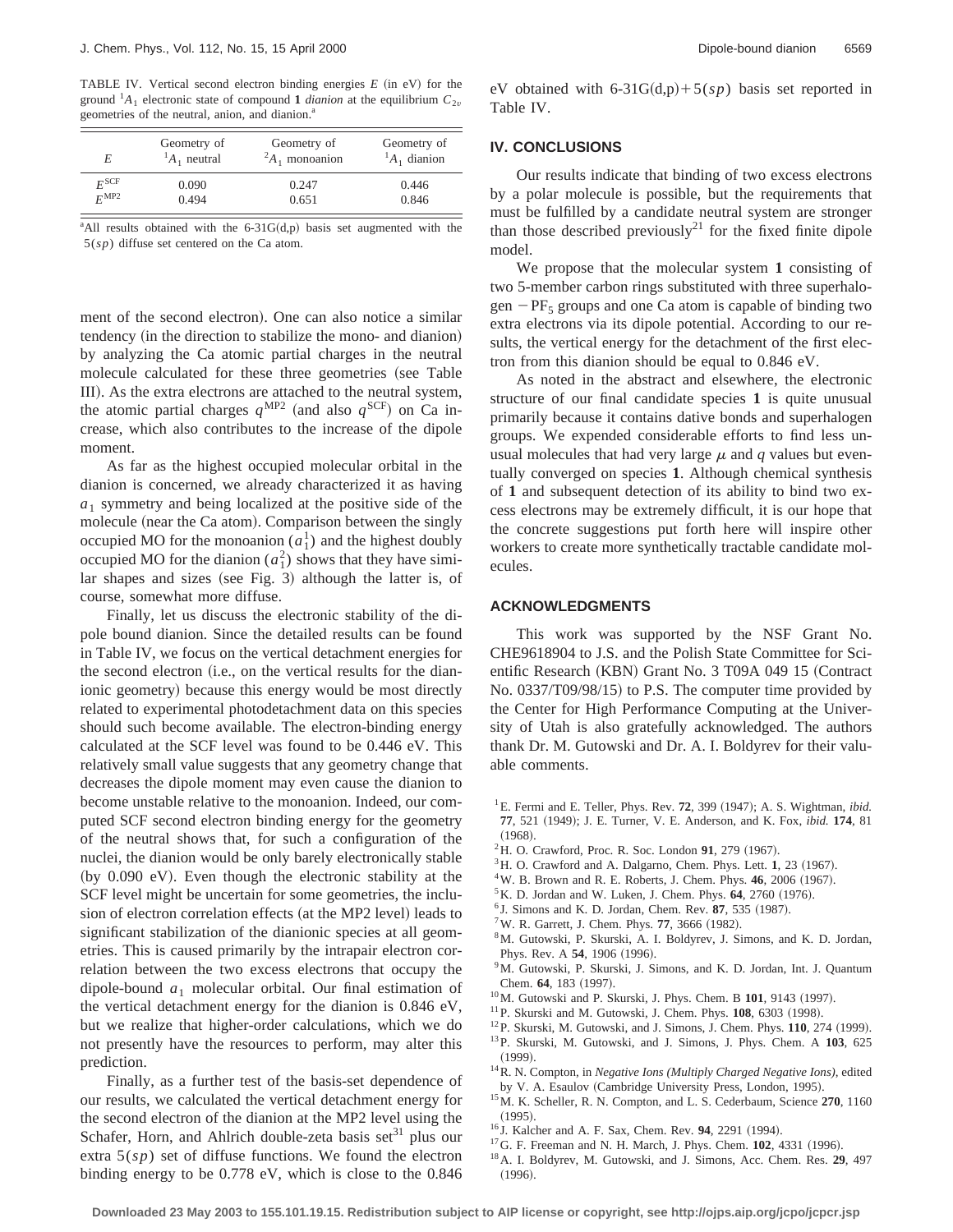TABLE IV. Vertical second electron binding energies $E$ (in eV) for the ground $^1A_1$ electronic state of compound **1** *dianion* at the equilibrium $C_{2v}$ geometries of the neutral, anion, and dianion.[a]

| $E$ | Geometry of $^1A_1$ neutral | Geometry of $^2A_1$ monoanion | Geometry of $^1A_1$ dianion |
|---|---|---|---|
| $E^{\mathrm{SCF}}$ | 0.090 | 0.247 | 0.446 |
| $E^{\mathrm{MP2}}$ | 0.494 | 0.651 | 0.846 |

[a]All results obtained with the 6-31G(d,p) basis set augmented with the 5($sp$) diffuse set centered on the Ca atom.

ment of the second electron). One can also notice a similar tendency (in the direction to stabilize the mono- and dianion) by analyzing the Ca atomic partial charges in the neutral molecule calculated for these three geometries (see Table III). As the extra electrons are attached to the neutral system, the atomic partial charges $q^{\mathrm{MP2}}$ (and also $q^{\mathrm{SCF}}$) on Ca increase, which also contributes to the increase of the dipole moment.

As far as the highest occupied molecular orbital in the dianion is concerned, we already characterized it as having $a_1$ symmetry and being localized at the positive side of the molecule (near the Ca atom). Comparison between the singly occupied MO for the monoanion ($a_1^1$) and the highest doubly occupied MO for the dianion ($a_1^2$) shows that they have similar shapes and sizes (see Fig. 3) although the latter is, of course, somewhat more diffuse.

Finally, let us discuss the electronic stability of the dipole bound dianion. Since the detailed results can be found in Table IV, we focus on the vertical detachment energies for the second electron (i.e., on the vertical results for the dianionic geometry) because this energy would be most directly related to experimental photodetachment data on this species should such become available. The electron-binding energy calculated at the SCF level was found to be 0.446 eV. This relatively small value suggests that any geometry change that decreases the dipole moment may even cause the dianion to become unstable relative to the monoanion. Indeed, our computed SCF second electron binding energy for the geometry of the neutral shows that, for such a configuration of the nuclei, the dianion would be only barely electronically stable (by 0.090 eV). Even though the electronic stability at the SCF level might be uncertain for some geometries, the inclusion of electron correlation effects (at the MP2 level) leads to significant stabilization of the dianionic species at all geometries. This is caused primarily by the intrapair electron correlation between the two excess electrons that occupy the dipole-bound $a_1$ molecular orbital. Our final estimation of the vertical detachment energy for the dianion is 0.846 eV, but we realize that higher-order calculations, which we do not presently have the resources to perform, may alter this prediction.

Finally, as a further test of the basis-set dependence of our results, we calculated the vertical detachment energy for the second electron of the dianion at the MP2 level using the Schafer, Horn, and Ahlrich double-zeta basis set[31] plus our extra 5($sp$) set of diffuse functions. We found the electron binding energy to be 0.778 eV, which is close to the 0.846 eV obtained with 6-31G(d,p)+5($sp$) basis set reported in Table IV.

## IV. CONCLUSIONS

Our results indicate that binding of two excess electrons by a polar molecule is possible, but the requirements that must be fulfilled by a candidate neutral system are stronger than those described previously[21] for the fixed finite dipole model.

We propose that the molecular system **1** consisting of two 5-member carbon rings substituted with three superhalogen $-\mathrm{PF}_5$ groups and one Ca atom is capable of binding two extra electrons via its dipole potential. According to our results, the vertical energy for the detachment of the first electron from this dianion should be equal to 0.846 eV.

As noted in the abstract and elsewhere, the electronic structure of our final candidate species **1** is quite unusual primarily because it contains dative bonds and superhalogen groups. We expended considerable efforts to find less unusual molecules that had very large $\mu$ and $q$ values but eventually converged on species **1**. Although chemical synthesis of **1** and subsequent detection of its ability to bind two excess electrons may be extremely difficult, it is our hope that the concrete suggestions put forth here will inspire other workers to create more synthetically tractable candidate molecules.

## ACKNOWLEDGMENTS

This work was supported by the NSF Grant No. CHE9618904 to J.S. and the Polish State Committee for Scientific Research (KBN) Grant No. 3 T09A 049 15 (Contract No. 0337/T09/98/15) to P.S. The computer time provided by the Center for High Performance Computing at the University of Utah is also gratefully acknowledged. The authors thank Dr. M. Gutowski and Dr. A. I. Boldyrev for their valuable comments.

[1] E. Fermi and E. Teller, Phys. Rev. **72**, 399 (1947); A. S. Wightman, *ibid.* **77**, 521 (1949); J. E. Turner, V. E. Anderson, and K. Fox, *ibid.* **174**, 81 (1968).
[2] H. O. Crawford, Proc. R. Soc. London **91**, 279 (1967).
[3] H. O. Crawford and A. Dalgarno, Chem. Phys. Lett. **1**, 23 (1967).
[4] W. B. Brown and R. E. Roberts, J. Chem. Phys. **46**, 2006 (1967).
[5] K. D. Jordan and W. Luken, J. Chem. Phys. **64**, 2760 (1976).
[6] J. Simons and K. D. Jordan, Chem. Rev. **87**, 535 (1987).
[7] W. R. Garrett, J. Chem. Phys. **77**, 3666 (1982).
[8] M. Gutowski, P. Skurski, A. I. Boldyrev, J. Simons, and K. D. Jordan, Phys. Rev. A **54**, 1906 (1996).
[9] M. Gutowski, P. Skurski, J. Simons, and K. D. Jordan, Int. J. Quantum Chem. **64**, 183 (1997).
[10] M. Gutowski and P. Skurski, J. Phys. Chem. B **101**, 9143 (1997).
[11] P. Skurski and M. Gutowski, J. Chem. Phys. **108**, 6303 (1998).
[12] P. Skurski, M. Gutowski, and J. Simons, J. Chem. Phys. **110**, 274 (1999).
[13] P. Skurski, M. Gutowski, and J. Simons, J. Phys. Chem. A **103**, 625 (1999).
[14] R. N. Compton, in *Negative Ions (Multiply Charged Negative Ions)*, edited by V. A. Esaulov (Cambridge University Press, London, 1995).
[15] M. K. Scheller, R. N. Compton, and L. S. Cederbaum, Science **270**, 1160 (1995).
[16] J. Kalcher and A. F. Sax, Chem. Rev. **94**, 2291 (1994).
[17] G. F. Freeman and N. H. March, J. Phys. Chem. **102**, 4331 (1996).
[18] A. I. Boldyrev, M. Gutowski, and J. Simons, Acc. Chem. Res. **29**, 497 (1996).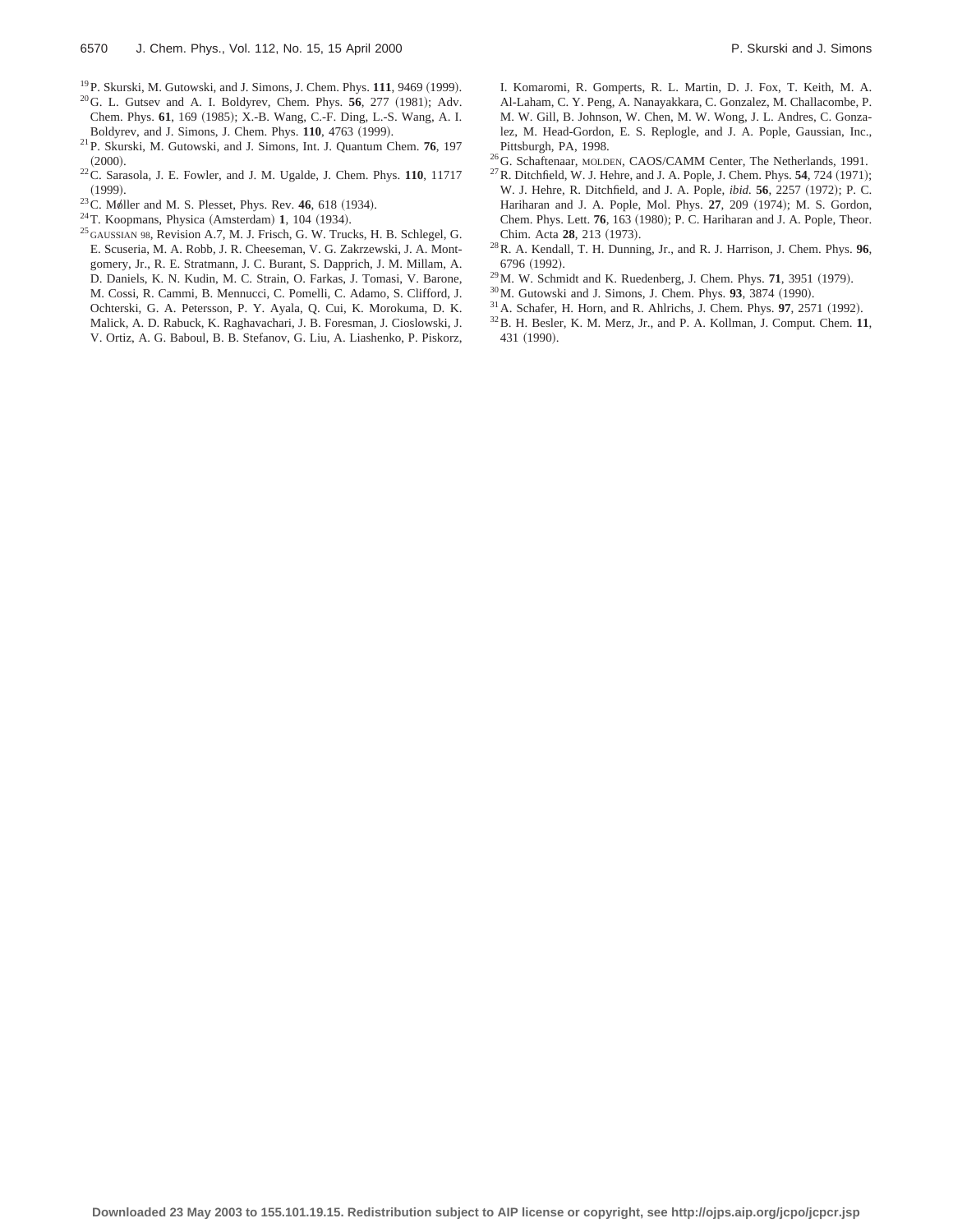[19] P. Skurski, M. Gutowski, and J. Simons, J. Chem. Phys. **111**, 9469 (1999).

[20] G. L. Gutsev and A. I. Boldyrev, Chem. Phys. **56**, 277 (1981); Adv. Chem. Phys. **61**, 169 (1985); X.-B. Wang, C.-F. Ding, L.-S. Wang, A. I. Boldyrev, and J. Simons, J. Chem. Phys. **110**, 4763 (1999).

[21] P. Skurski, M. Gutowski, and J. Simons, Int. J. Quantum Chem. **76**, 197 (2000).

[22] C. Sarasola, J. E. Fowler, and J. M. Ugalde, J. Chem. Phys. **110**, 11717 (1999).

[23] C. Møller and M. S. Plesset, Phys. Rev. **46**, 618 (1934).

[24] T. Koopmans, Physica (Amsterdam) **1**, 104 (1934).

[25] GAUSSIAN 98, Revision A.7, M. J. Frisch, G. W. Trucks, H. B. Schlegel, G. E. Scuseria, M. A. Robb, J. R. Cheeseman, V. G. Zakrzewski, J. A. Montgomery, Jr., R. E. Stratmann, J. C. Burant, S. Dapprich, J. M. Millam, A. D. Daniels, K. N. Kudin, M. C. Strain, O. Farkas, J. Tomasi, V. Barone, M. Cossi, R. Cammi, B. Mennucci, C. Pomelli, C. Adamo, S. Clifford, J. Ochterski, G. A. Petersson, P. Y. Ayala, Q. Cui, K. Morokuma, D. K. Malick, A. D. Rabuck, K. Raghavachari, J. B. Foresman, J. Cioslowski, J. V. Ortiz, A. G. Baboul, B. B. Stefanov, G. Liu, A. Liashenko, P. Piskorz, I. Komaromi, R. Gomperts, R. L. Martin, D. J. Fox, T. Keith, M. A. Al-Laham, C. Y. Peng, A. Nanayakkara, C. Gonzalez, M. Challacombe, P. M. W. Gill, B. Johnson, W. Chen, M. W. Wong, J. L. Andres, C. Gonzalez, M. Head-Gordon, E. S. Replogle, and J. A. Pople, Gaussian, Inc., Pittsburgh, PA, 1998.

[26] G. Schaftenaar, MOLDEN, CAOS/CAMM Center, The Netherlands, 1991.

[27] R. Ditchfield, W. J. Hehre, and J. A. Pople, J. Chem. Phys. **54**, 724 (1971); W. J. Hehre, R. Ditchfield, and J. A. Pople, *ibid.* **56**, 2257 (1972); P. C. Hariharan and J. A. Pople, Mol. Phys. **27**, 209 (1974); M. S. Gordon, Chem. Phys. Lett. **76**, 163 (1980); P. C. Hariharan and J. A. Pople, Theor. Chim. Acta **28**, 213 (1973).

[28] R. A. Kendall, T. H. Dunning, Jr., and R. J. Harrison, J. Chem. Phys. **96**, 6796 (1992).

[29] M. W. Schmidt and K. Ruedenberg, J. Chem. Phys. **71**, 3951 (1979).

[30] M. Gutowski and J. Simons, J. Chem. Phys. **93**, 3874 (1990).

[31] A. Schafer, H. Horn, and R. Ahlrichs, J. Chem. Phys. **97**, 2571 (1992).

[32] B. H. Besler, K. M. Merz, Jr., and P. A. Kollman, J. Comput. Chem. **11**, 431 (1990).